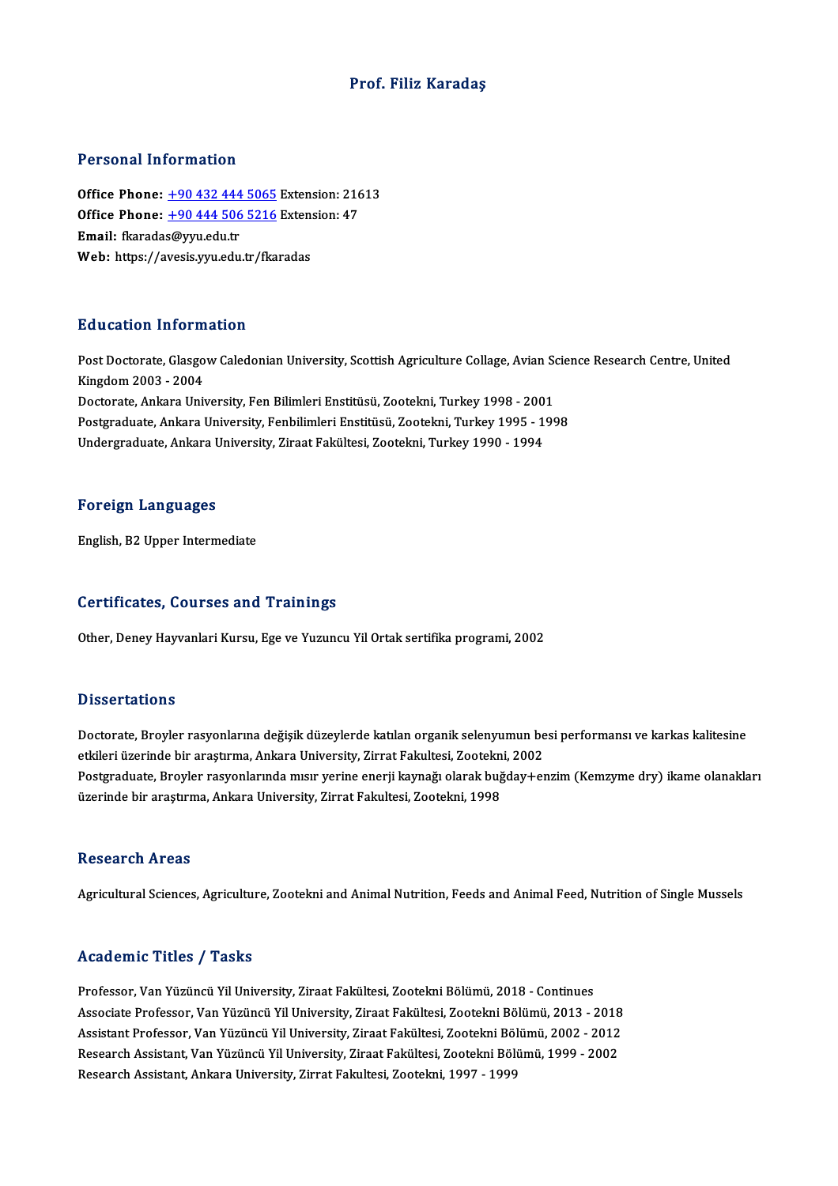# Prof. Filiz Karadaş

## Personal Information

**Office Phone:** +90 432 444 5065 Extension: 21613
**Office Phone:** +90 444 506 5216 Extension: 47
**Email:** fkaradas@yyu.edu.tr
**Web:** https://avesis.yyu.edu.tr/fkaradas

## Education Information

Post Doctorate, Glasgow Caledonian University, Scottish Agriculture Collage, Avian Science Research Centre, United Kingdom 2003 - 2004
Doctorate, Ankara University, Fen Bilimleri Enstitüsü, Zootekni, Turkey 1998 - 2001
Postgraduate, Ankara University, Fenbilimleri Enstitüsü, Zootekni, Turkey 1995 - 1998
Undergraduate, Ankara University, Ziraat Fakültesi, Zootekni, Turkey 1990 - 1994

## Foreign Languages

English, B2 Upper Intermediate

## Certificates, Courses and Trainings

Other, Deney Hayvanlari Kursu, Ege ve Yuzuncu Yil Ortak sertifika programi, 2002

## Dissertations

Doctorate, Broyler rasyonlarına değişik düzeylerde katılan organik selenyumun besi performansı ve karkas kalitesine etkileri üzerinde bir araştırma, Ankara University, Zirrat Fakultesi, Zootekni, 2002
Postgraduate, Broyler rasyonlarında mısır yerine enerji kaynağı olarak buğday+enzim (Kemzyme dry) ikame olanakları üzerinde bir araştırma, Ankara University, Zirrat Fakultesi, Zootekni, 1998

## Research Areas

Agricultural Sciences, Agriculture, Zootekni and Animal Nutrition, Feeds and Animal Feed, Nutrition of Single Mussels

## Academic Titles / Tasks

Professor, Van Yüzüncü Yil University, Ziraat Fakültesi, Zootekni Bölümü, 2018 - Continues
Associate Professor, Van Yüzüncü Yil University, Ziraat Fakültesi, Zootekni Bölümü, 2013 - 2018
Assistant Professor, Van Yüzüncü Yil University, Ziraat Fakültesi, Zootekni Bölümü, 2002 - 2012
Research Assistant, Van Yüzüncü Yil University, Ziraat Fakültesi, Zootekni Bölümü, 1999 - 2002
Research Assistant, Ankara University, Zirrat Fakultesi, Zootekni, 1997 - 1999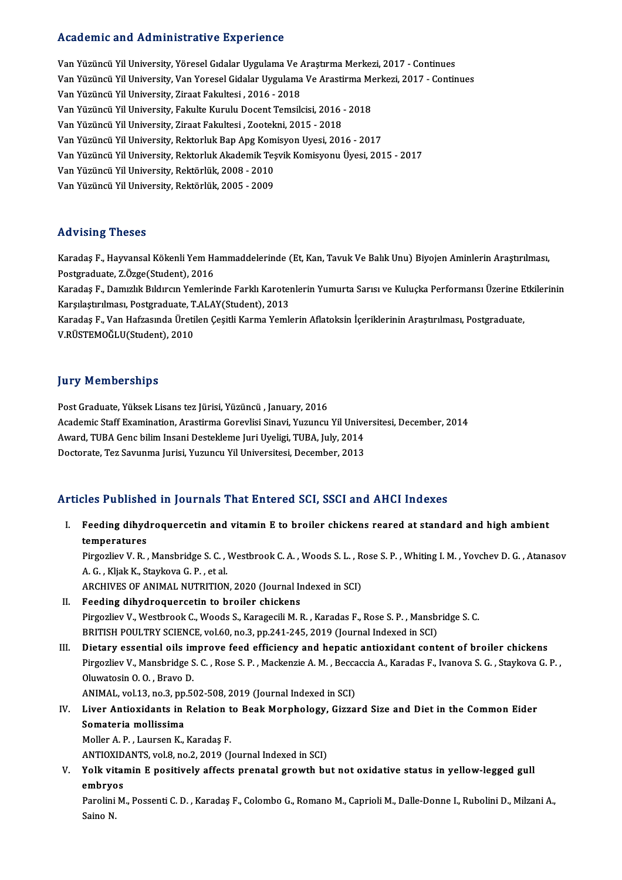## Academic and Administrative Experience

Van Yüzüncü Yil University, Yöresel Gıdalar Uygulama Ve Araştırma Merkezi, 2017 - Continues
Van Yüzüncü Yil University, Van Yoresel Gidalar Uygulama Ve Arastirma Merkezi, 2017 - Continues
Van Yüzüncü Yil University, Ziraat Fakultesi , 2016 - 2018
Van Yüzüncü Yil University, Fakulte Kurulu Docent Temsilcisi, 2016 - 2018
Van Yüzüncü Yil University, Ziraat Fakultesi , Zootekni, 2015 - 2018
Van Yüzüncü Yil University, Rektorluk Bap Apg Komisyon Uyesi, 2016 - 2017
Van Yüzüncü Yil University, Rektorluk Akademik Teşvik Komisyonu Üyesi, 2015 - 2017
Van Yüzüncü Yil University, Rektörlük, 2008 - 2010
Van Yüzüncü Yil University, Rektörlük, 2005 - 2009

## Advising Theses

Karadaş F., Hayvansal Kökenli Yem Hammaddelerinde (Et, Kan, Tavuk Ve Balık Unu) Biyojen Aminlerin Araştırılması, Postgraduate, Z.Özge(Student), 2016
Karadaş F., Damızlık Bıldırcın Yemlerinde Farklı Karotenlerin Yumurta Sarısı ve Kuluçka Performansı Üzerine Etkilerinin Karşılaştırılması, Postgraduate, T.ALAY(Student), 2013
Karadaş F., Van Hafzasında Üretilen Çeşitli Karma Yemlerin Aflatoksin İçeriklerinin Araştırılması, Postgraduate, V.RÜSTEMOĞLU(Student), 2010

## Jury Memberships

Post Graduate, Yüksek Lisans tez Jürisi, Yüzüncü , January, 2016
Academic Staff Examination, Arastirma Gorevlisi Sinavi, Yuzuncu Yil Universitesi, December, 2014
Award, TUBA Genc bilim Insani Destekleme Juri Uyeligi, TUBA, July, 2014
Doctorate, Tez Savunma Jurisi, Yuzuncu Yil Universitesi, December, 2013

## Articles Published in Journals That Entered SCI, SSCI and AHCI Indexes

I. **Feeding dihydroquercetin and vitamin E to broiler chickens reared at standard and high ambient temperatures**
Pirgozliev V. R. , Mansbridge S. C. , Westbrook C. A. , Woods S. L. , Rose S. P. , Whiting I. M. , Yovchev D. G. , Atanasov A. G. , Kljak K., Staykova G. P. , et al.
ARCHIVES OF ANIMAL NUTRITION, 2020 (Journal Indexed in SCI)

II. **Feeding dihydroquercetin to broiler chickens**
Pirgozliev V., Westbrook C., Woods S., Karagecili M. R. , Karadas F., Rose S. P. , Mansbridge S. C.
BRITISH POULTRY SCIENCE, vol.60, no.3, pp.241-245, 2019 (Journal Indexed in SCI)

III. **Dietary essential oils improve feed efficiency and hepatic antioxidant content of broiler chickens**
Pirgozliev V., Mansbridge S. C. , Rose S. P. , Mackenzie A. M. , Beccaccia A., Karadas F., Ivanova S. G. , Staykova G. P. , Oluwatosin O. O. , Bravo D.
ANIMAL, vol.13, no.3, pp.502-508, 2019 (Journal Indexed in SCI)

IV. **Liver Antioxidants in Relation to Beak Morphology, Gizzard Size and Diet in the Common Eider Somateria mollissima**
Moller A. P. , Laursen K., Karadaş F.
ANTIOXIDANTS, vol.8, no.2, 2019 (Journal Indexed in SCI)

V. **Yolk vitamin E positively affects prenatal growth but not oxidative status in yellow-legged gull embryos**
Parolini M., Possenti C. D. , Karadaş F., Colombo G., Romano M., Caprioli M., Dalle-Donne I., Rubolini D., Milzani A., Saino N.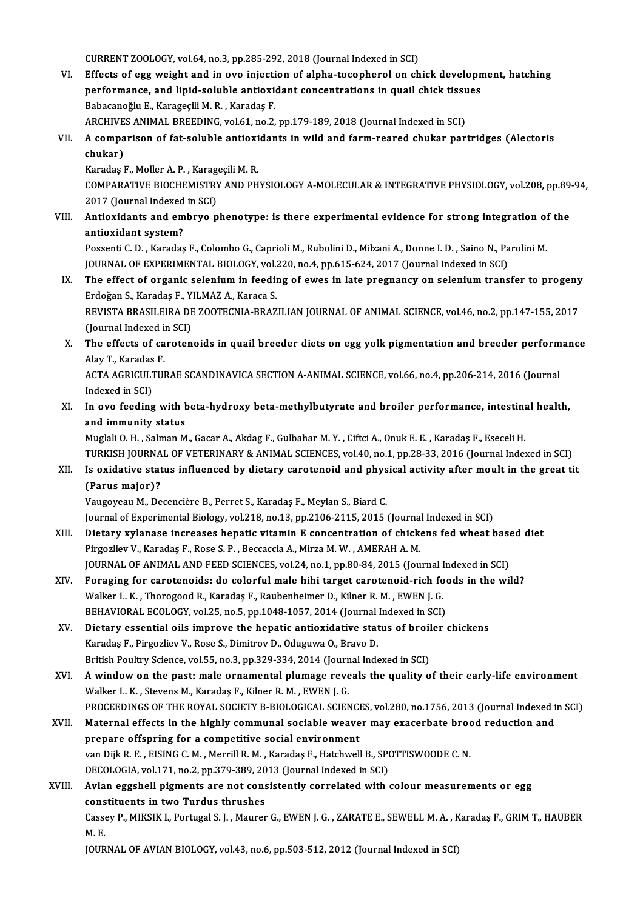CURRENT ZOOLOGY, vol.64, no.3, pp.285-292, 2018 (Journal Indexed in SCI)

VI. **Effects of egg weight and in ovo injection of alpha-tocopherol on chick development, hatching performance, and lipid-soluble antioxidant concentrations in quail chick tissues**
Babacanoğlu E., Karageçili M. R. , Karadaş F.
ARCHIVES ANIMAL BREEDING, vol.61, no.2, pp.179-189, 2018 (Journal Indexed in SCI)

VII. **A comparison of fat-soluble antioxidants in wild and farm-reared chukar partridges (Alectoris chukar)**
Karadaş F., Moller A. P. , Karageçili M. R.
COMPARATIVE BIOCHEMISTRY AND PHYSIOLOGY A-MOLECULAR & INTEGRATIVE PHYSIOLOGY, vol.208, pp.89-94, 2017 (Journal Indexed in SCI)

VIII. **Antioxidants and embryo phenotype: is there experimental evidence for strong integration of the antioxidant system?**
Possenti C. D. , Karadaş F., Colombo G., Caprioli M., Rubolini D., Milzani A., Donne I. D. , Saino N., Parolini M.
JOURNAL OF EXPERIMENTAL BIOLOGY, vol.220, no.4, pp.615-624, 2017 (Journal Indexed in SCI)

IX. **The effect of organic selenium in feeding of ewes in late pregnancy on selenium transfer to progeny**
Erdoğan S., Karadaş F., YILMAZ A., Karaca S.
REVISTA BRASILEIRA DE ZOOTECNIA-BRAZILIAN JOURNAL OF ANIMAL SCIENCE, vol.46, no.2, pp.147-155, 2017 (Journal Indexed in SCI)

X. **The effects of carotenoids in quail breeder diets on egg yolk pigmentation and breeder performance**
Alay T., Karadas F.
ACTA AGRICULTURAE SCANDINAVICA SECTION A-ANIMAL SCIENCE, vol.66, no.4, pp.206-214, 2016 (Journal Indexed in SCI)

XI. **In ovo feeding with beta-hydroxy beta-methylbutyrate and broiler performance, intestinal health, and immunity status**
Muglali O. H. , Salman M., Gacar A., Akdag F., Gulbahar M. Y. , Ciftci A., Onuk E. E. , Karadaş F., Eseceli H.
TURKISH JOURNAL OF VETERINARY & ANIMAL SCIENCES, vol.40, no.1, pp.28-33, 2016 (Journal Indexed in SCI)

XII. **Is oxidative status influenced by dietary carotenoid and physical activity after moult in the great tit (Parus major)?**
Vaugoyeau M., Decencière B., Perret S., Karadaş F., Meylan S., Biard C.
Journal of Experimental Biology, vol.218, no.13, pp.2106-2115, 2015 (Journal Indexed in SCI)

XIII. **Dietary xylanase increases hepatic vitamin E concentration of chickens fed wheat based diet**
Pirgozliev V., Karadaş F., Rose S. P. , Beccaccia A., Mirza M. W. , AMERAH A. M.
JOURNAL OF ANIMAL AND FEED SCIENCES, vol.24, no.1, pp.80-84, 2015 (Journal Indexed in SCI)

XIV. **Foraging for carotenoids: do colorful male hihi target carotenoid-rich foods in the wild?**
Walker L. K. , Thorogood R., Karadaş F., Raubenheimer D., Kilner R. M. , EWEN J. G.
BEHAVIORAL ECOLOGY, vol.25, no.5, pp.1048-1057, 2014 (Journal Indexed in SCI)

XV. **Dietary essential oils improve the hepatic antioxidative status of broiler chickens**
Karadaş F., Pirgozliev V., Rose S., Dimitrov D., Oduguwa O., Bravo D.
British Poultry Science, vol.55, no.3, pp.329-334, 2014 (Journal Indexed in SCI)

XVI. **A window on the past: male ornamental plumage reveals the quality of their early-life environment**
Walker L. K. , Stevens M., Karadaş F., Kilner R. M. , EWEN J. G.
PROCEEDINGS OF THE ROYAL SOCIETY B-BIOLOGICAL SCIENCES, vol.280, no.1756, 2013 (Journal Indexed in SCI)

XVII. **Maternal effects in the highly communal sociable weaver may exacerbate brood reduction and prepare offspring for a competitive social environment**
van Dijk R. E. , EISING C. M. , Merrill R. M. , Karadaş F., Hatchwell B., SPOTTISWOODE C. N.
OECOLOGIA, vol.171, no.2, pp.379-389, 2013 (Journal Indexed in SCI)

XVIII. **Avian eggshell pigments are not consistently correlated with colour measurements or egg constituents in two Turdus thrushes**
Cassey P., MIKSIK I., Portugal S. J. , Maurer G., EWEN J. G. , ZARATE E., SEWELL M. A. , Karadaş F., GRIM T., HAUBER M. E.
JOURNAL OF AVIAN BIOLOGY, vol.43, no.6, pp.503-512, 2012 (Journal Indexed in SCI)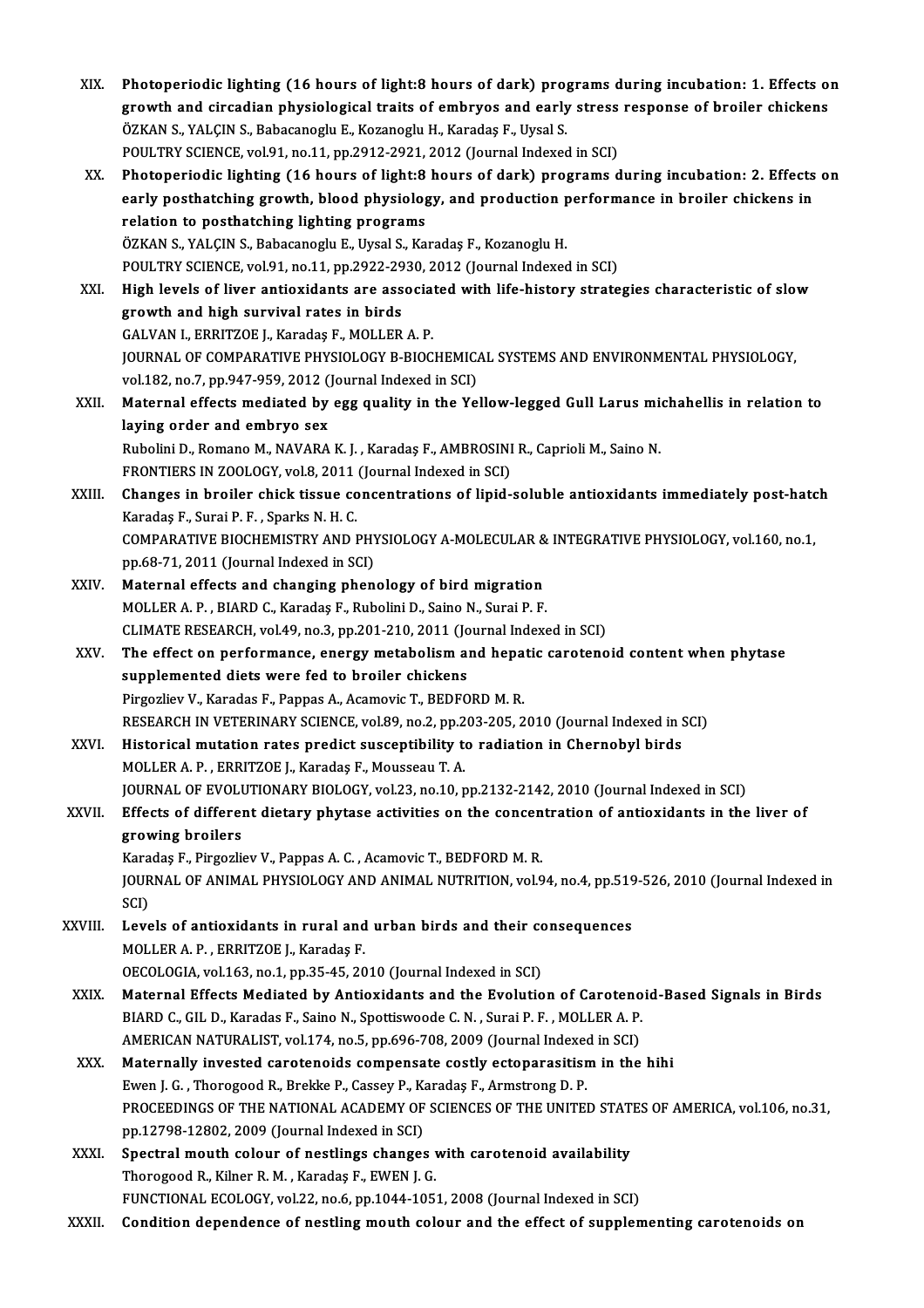XIX. **Photoperiodic lighting (16 hours of light:8 hours of dark) programs during incubation: 1. Effects on growth and circadian physiological traits of embryos and early stress response of broiler chickens**
ÖZKAN S., YALÇIN S., Babacanoglu E., Kozanoglu H., Karadaş F., Uysal S.
POULTRY SCIENCE, vol.91, no.11, pp.2912-2921, 2012 (Journal Indexed in SCI)

XX. **Photoperiodic lighting (16 hours of light:8 hours of dark) programs during incubation: 2. Effects on early posthatching growth, blood physiology, and production performance in broiler chickens in relation to posthatching lighting programs**
ÖZKAN S., YALÇIN S., Babacanoglu E., Uysal S., Karadaş F., Kozanoglu H.
POULTRY SCIENCE, vol.91, no.11, pp.2922-2930, 2012 (Journal Indexed in SCI)

XXI. **High levels of liver antioxidants are associated with life-history strategies characteristic of slow growth and high survival rates in birds**
GALVAN I., ERRITZOE J., Karadaş F., MOLLER A. P.
JOURNAL OF COMPARATIVE PHYSIOLOGY B-BIOCHEMICAL SYSTEMS AND ENVIRONMENTAL PHYSIOLOGY, vol.182, no.7, pp.947-959, 2012 (Journal Indexed in SCI)

XXII. **Maternal effects mediated by egg quality in the Yellow-legged Gull Larus michahellis in relation to laying order and embryo sex**
Rubolini D., Romano M., NAVARA K. J. , Karadaş F., AMBROSINI R., Caprioli M., Saino N.
FRONTIERS IN ZOOLOGY, vol.8, 2011 (Journal Indexed in SCI)

XXIII. **Changes in broiler chick tissue concentrations of lipid-soluble antioxidants immediately post-hatch**
Karadaş F., Surai P. F. , Sparks N. H. C.
COMPARATIVE BIOCHEMISTRY AND PHYSIOLOGY A-MOLECULAR & INTEGRATIVE PHYSIOLOGY, vol.160, no.1, pp.68-71, 2011 (Journal Indexed in SCI)

XXIV. **Maternal effects and changing phenology of bird migration**
MOLLER A. P. , BIARD C., Karadaş F., Rubolini D., Saino N., Surai P. F.
CLIMATE RESEARCH, vol.49, no.3, pp.201-210, 2011 (Journal Indexed in SCI)

XXV. **The effect on performance, energy metabolism and hepatic carotenoid content when phytase supplemented diets were fed to broiler chickens**
Pirgozliev V., Karadas F., Pappas A., Acamovic T., BEDFORD M. R.
RESEARCH IN VETERINARY SCIENCE, vol.89, no.2, pp.203-205, 2010 (Journal Indexed in SCI)

XXVI. **Historical mutation rates predict susceptibility to radiation in Chernobyl birds**
MOLLER A. P. , ERRITZOE J., Karadaş F., Mousseau T. A.
JOURNAL OF EVOLUTIONARY BIOLOGY, vol.23, no.10, pp.2132-2142, 2010 (Journal Indexed in SCI)

XXVII. **Effects of different dietary phytase activities on the concentration of antioxidants in the liver of growing broilers**
Karadaş F., Pirgozliev V., Pappas A. C. , Acamovic T., BEDFORD M. R.
JOURNAL OF ANIMAL PHYSIOLOGY AND ANIMAL NUTRITION, vol.94, no.4, pp.519-526, 2010 (Journal Indexed in SCI)

XXVIII. **Levels of antioxidants in rural and urban birds and their consequences**
MOLLER A. P. , ERRITZOE J., Karadaş F.
OECOLOGIA, vol.163, no.1, pp.35-45, 2010 (Journal Indexed in SCI)

XXIX. **Maternal Effects Mediated by Antioxidants and the Evolution of Carotenoid-Based Signals in Birds**
BIARD C., GIL D., Karadas F., Saino N., Spottiswoode C. N. , Surai P. F. , MOLLER A. P.
AMERICAN NATURALIST, vol.174, no.5, pp.696-708, 2009 (Journal Indexed in SCI)

XXX. **Maternally invested carotenoids compensate costly ectoparasitism in the hihi**
Ewen J. G. , Thorogood R., Brekke P., Cassey P., Karadaş F., Armstrong D. P.
PROCEEDINGS OF THE NATIONAL ACADEMY OF SCIENCES OF THE UNITED STATES OF AMERICA, vol.106, no.31, pp.12798-12802, 2009 (Journal Indexed in SCI)

XXXI. **Spectral mouth colour of nestlings changes with carotenoid availability**
Thorogood R., Kilner R. M. , Karadaş F., EWEN J. G.
FUNCTIONAL ECOLOGY, vol.22, no.6, pp.1044-1051, 2008 (Journal Indexed in SCI)

XXXII. **Condition dependence of nestling mouth colour and the effect of supplementing carotenoids on**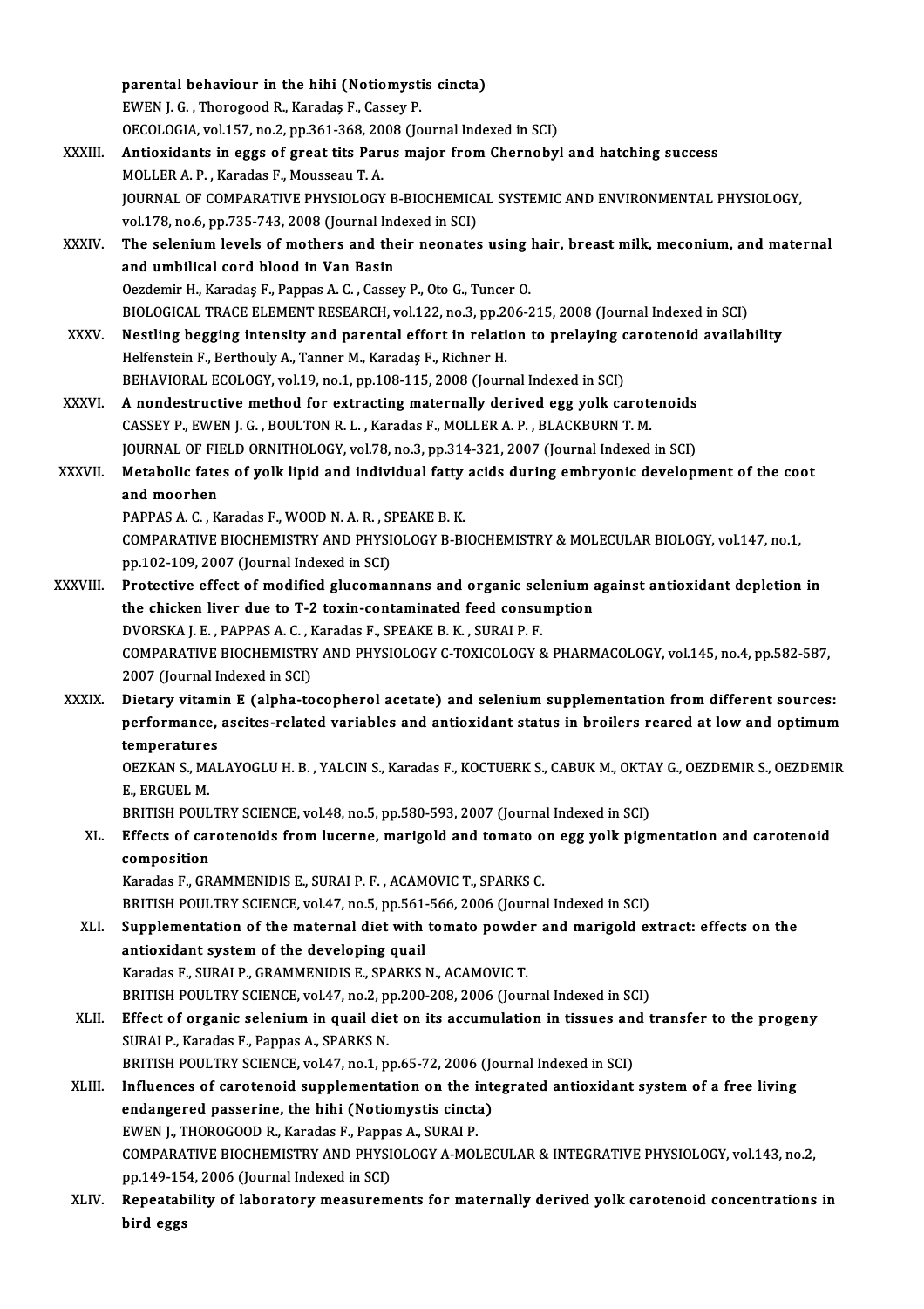parental behaviour in the hihi (Notiomystis cincta)
EWEN J. G. , Thorogood R., Karadaş F., Cassey P.
OECOLOGIA, vol.157, no.2, pp.361-368, 2008 (Journal Indexed in SCI)

XXXIII. **Antioxidants in eggs of great tits Parus major from Chernobyl and hatching success**
MOLLER A. P. , Karadas F., Mousseau T. A.
JOURNAL OF COMPARATIVE PHYSIOLOGY B-BIOCHEMICAL SYSTEMIC AND ENVIRONMENTAL PHYSIOLOGY, vol.178, no.6, pp.735-743, 2008 (Journal Indexed in SCI)

XXXIV. **The selenium levels of mothers and their neonates using hair, breast milk, meconium, and maternal and umbilical cord blood in Van Basin**
Oezdemir H., Karadaş F., Pappas A. C. , Cassey P., Oto G., Tuncer O.
BIOLOGICAL TRACE ELEMENT RESEARCH, vol.122, no.3, pp.206-215, 2008 (Journal Indexed in SCI)

XXXV. **Nestling begging intensity and parental effort in relation to prelaying carotenoid availability**
Helfenstein F., Berthouly A., Tanner M., Karadaş F., Richner H.
BEHAVIORAL ECOLOGY, vol.19, no.1, pp.108-115, 2008 (Journal Indexed in SCI)

XXXVI. **A nondestructive method for extracting maternally derived egg yolk carotenoids**
CASSEY P., EWEN J. G. , BOULTON R. L. , Karadas F., MOLLER A. P. , BLACKBURN T. M.
JOURNAL OF FIELD ORNITHOLOGY, vol.78, no.3, pp.314-321, 2007 (Journal Indexed in SCI)

XXXVII. **Metabolic fates of yolk lipid and individual fatty acids during embryonic development of the coot and moorhen**
PAPPAS A. C. , Karadas F., WOOD N. A. R. , SPEAKE B. K.
COMPARATIVE BIOCHEMISTRY AND PHYSIOLOGY B-BIOCHEMISTRY & MOLECULAR BIOLOGY, vol.147, no.1, pp.102-109, 2007 (Journal Indexed in SCI)

XXXVIII. **Protective effect of modified glucomannans and organic selenium against antioxidant depletion in the chicken liver due to T-2 toxin-contaminated feed consumption**
DVORSKA J. E. , PAPPAS A. C. , Karadas F., SPEAKE B. K. , SURAI P. F.
COMPARATIVE BIOCHEMISTRY AND PHYSIOLOGY C-TOXICOLOGY & PHARMACOLOGY, vol.145, no.4, pp.582-587, 2007 (Journal Indexed in SCI)

XXXIX. **Dietary vitamin E (alpha-tocopherol acetate) and selenium supplementation from different sources: performance, ascites-related variables and antioxidant status in broilers reared at low and optimum temperatures**
OEZKAN S., MALAYOGLU H. B. , YALCIN S., Karadas F., KOCTUERK S., CABUK M., OKTAY G., OEZDEMIR S., OEZDEMIR E., ERGUEL M.
BRITISH POULTRY SCIENCE, vol.48, no.5, pp.580-593, 2007 (Journal Indexed in SCI)

XL. **Effects of carotenoids from lucerne, marigold and tomato on egg yolk pigmentation and carotenoid composition**
Karadas F., GRAMMENIDIS E., SURAI P. F. , ACAMOVIC T., SPARKS C.
BRITISH POULTRY SCIENCE, vol.47, no.5, pp.561-566, 2006 (Journal Indexed in SCI)

XLI. **Supplementation of the maternal diet with tomato powder and marigold extract: effects on the antioxidant system of the developing quail**
Karadas F., SURAI P., GRAMMENIDIS E., SPARKS N., ACAMOVIC T.
BRITISH POULTRY SCIENCE, vol.47, no.2, pp.200-208, 2006 (Journal Indexed in SCI)

XLII. **Effect of organic selenium in quail diet on its accumulation in tissues and transfer to the progeny**
SURAI P., Karadas F., Pappas A., SPARKS N.
BRITISH POULTRY SCIENCE, vol.47, no.1, pp.65-72, 2006 (Journal Indexed in SCI)

XLIII. **Influences of carotenoid supplementation on the integrated antioxidant system of a free living endangered passerine, the hihi (Notiomystis cincta)**
EWEN J., THOROGOOD R., Karadas F., Pappas A., SURAI P.
COMPARATIVE BIOCHEMISTRY AND PHYSIOLOGY A-MOLECULAR & INTEGRATIVE PHYSIOLOGY, vol.143, no.2, pp.149-154, 2006 (Journal Indexed in SCI)

XLIV. **Repeatability of laboratory measurements for maternally derived yolk carotenoid concentrations in bird eggs**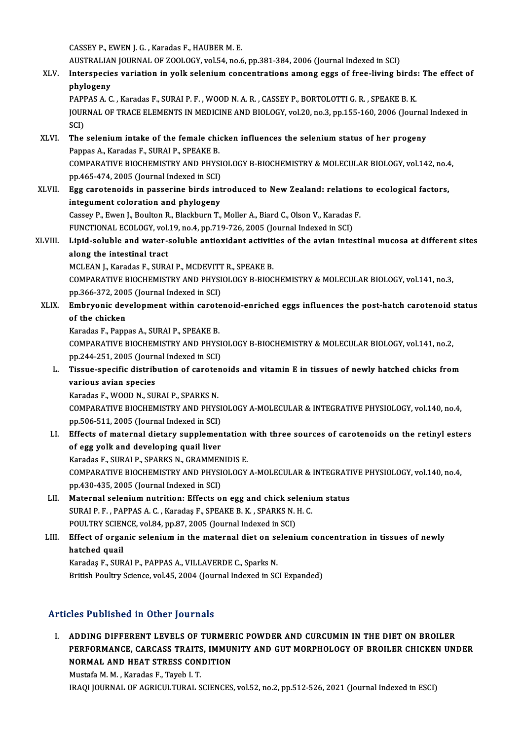CASSEY P., EWEN J. G. , Karadas F., HAUBER M. E.
AUSTRALIAN JOURNAL OF ZOOLOGY, vol.54, no.6, pp.381-384, 2006 (Journal Indexed in SCI)

XLV. **Interspecies variation in yolk selenium concentrations among eggs of free-living birds: The effect of phylogeny**
PAPPAS A. C. , Karadas F., SURAI P. F. , WOOD N. A. R. , CASSEY P., BORTOLOTTI G. R. , SPEAKE B. K.
JOURNAL OF TRACE ELEMENTS IN MEDICINE AND BIOLOGY, vol.20, no.3, pp.155-160, 2006 (Journal Indexed in SCI)

XLVI. **The selenium intake of the female chicken influences the selenium status of her progeny**
Pappas A., Karadas F., SURAI P., SPEAKE B.
COMPARATIVE BIOCHEMISTRY AND PHYSIOLOGY B-BIOCHEMISTRY & MOLECULAR BIOLOGY, vol.142, no.4, pp.465-474, 2005 (Journal Indexed in SCI)

XLVII. **Egg carotenoids in passerine birds introduced to New Zealand: relations to ecological factors, integument coloration and phylogeny**
Cassey P., Ewen J., Boulton R., Blackburn T., Moller A., Biard C., Olson V., Karadas F.
FUNCTIONAL ECOLOGY, vol.19, no.4, pp.719-726, 2005 (Journal Indexed in SCI)

XLVIII. **Lipid-soluble and water-soluble antioxidant activities of the avian intestinal mucosa at different sites along the intestinal tract**
MCLEAN J., Karadas F., SURAI P., MCDEVITT R., SPEAKE B.
COMPARATIVE BIOCHEMISTRY AND PHYSIOLOGY B-BIOCHEMISTRY & MOLECULAR BIOLOGY, vol.141, no.3, pp.366-372, 2005 (Journal Indexed in SCI)

XLIX. **Embryonic development within carotenoid-enriched eggs influences the post-hatch carotenoid status of the chicken**
Karadas F., Pappas A., SURAI P., SPEAKE B.
COMPARATIVE BIOCHEMISTRY AND PHYSIOLOGY B-BIOCHEMISTRY & MOLECULAR BIOLOGY, vol.141, no.2, pp.244-251, 2005 (Journal Indexed in SCI)

L. **Tissue-specific distribution of carotenoids and vitamin E in tissues of newly hatched chicks from various avian species**
Karadas F., WOOD N., SURAI P., SPARKS N.
COMPARATIVE BIOCHEMISTRY AND PHYSIOLOGY A-MOLECULAR & INTEGRATIVE PHYSIOLOGY, vol.140, no.4, pp.506-511, 2005 (Journal Indexed in SCI)

LI. **Effects of maternal dietary supplementation with three sources of carotenoids on the retinyl esters of egg yolk and developing quail liver**
Karadas F., SURAI P., SPARKS N., GRAMMENIDIS E.
COMPARATIVE BIOCHEMISTRY AND PHYSIOLOGY A-MOLECULAR & INTEGRATIVE PHYSIOLOGY, vol.140, no.4, pp.430-435, 2005 (Journal Indexed in SCI)

LII. **Maternal selenium nutrition: Effects on egg and chick selenium status**
SURAI P. F. , PAPPAS A. C. , Karadaş F., SPEAKE B. K. , SPARKS N. H. C.
POULTRY SCIENCE, vol.84, pp.87, 2005 (Journal Indexed in SCI)

LIII. **Effect of organic selenium in the maternal diet on selenium concentration in tissues of newly hatched quail**
Karadaş F., SURAI P., PAPPAS A., VILLAVERDE C., Sparks N.
British Poultry Science, vol.45, 2004 (Journal Indexed in SCI Expanded)

## Articles Published in Other Journals

I. **ADDING DIFFERENT LEVELS OF TURMERIC POWDER AND CURCUMIN IN THE DIET ON BROILER PERFORMANCE, CARCASS TRAITS, IMMUNITY AND GUT MORPHOLOGY OF BROILER CHICKEN UNDER NORMAL AND HEAT STRESS CONDITION**
Mustafa M. M. , Karadas F., Tayeb I. T.
IRAQI JOURNAL OF AGRICULTURAL SCIENCES, vol.52, no.2, pp.512-526, 2021 (Journal Indexed in ESCI)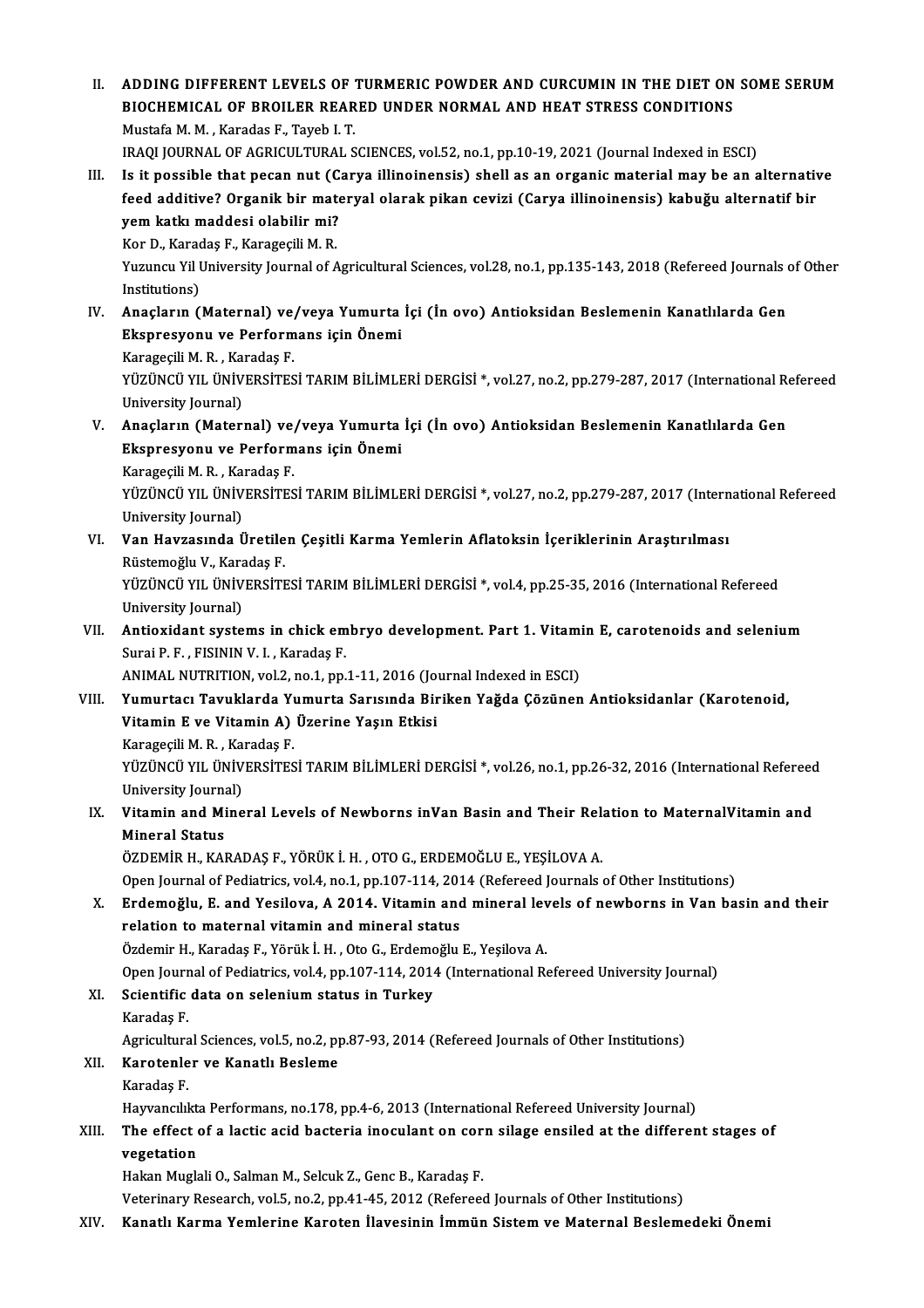II. **ADDING DIFFERENT LEVELS OF TURMERIC POWDER AND CURCUMIN IN THE DIET ON SOME SERUM BIOCHEMICAL OF BROILER REARED UNDER NORMAL AND HEAT STRESS CONDITIONS**
Mustafa M. M. , Karadas F., Tayeb I. T.
IRAQI JOURNAL OF AGRICULTURAL SCIENCES, vol.52, no.1, pp.10-19, 2021 (Journal Indexed in ESCI)

III. **Is it possible that pecan nut (Carya illinoinensis) shell as an organic material may be an alternative feed additive? Organik bir materyal olarak pikan cevizi (Carya illinoinensis) kabuğu alternatif bir yem katkı maddesi olabilir mi?**
Kor D., Karadaş F., Karageçili M. R.
Yuzuncu Yil University Journal of Agricultural Sciences, vol.28, no.1, pp.135-143, 2018 (Refereed Journals of Other Institutions)

IV. **Anaçların (Maternal) ve/veya Yumurta İçi (İn ovo) Antioksidan Beslemenin Kanatlılarda Gen Ekspresyonu ve Performans için Önemi**
Karageçili M. R. , Karadaş F.
YÜZÜNCÜ YIL ÜNİVERSİTESİ TARIM BİLİMLERİ DERGİSİ *, vol.27, no.2, pp.279-287, 2017 (International Refereed University Journal)

V. **Anaçların (Maternal) ve/veya Yumurta İçi (İn ovo) Antioksidan Beslemenin Kanatlılarda Gen Ekspresyonu ve Performans için Önemi**
Karageçili M. R. , Karadaş F.
YÜZÜNCÜ YIL ÜNİVERSİTESİ TARIM BİLİMLERİ DERGİSİ *, vol.27, no.2, pp.279-287, 2017 (International Refereed University Journal)

VI. **Van Havzasında Üretilen Çeşitli Karma Yemlerin Aflatoksin İçeriklerinin Araştırılması**
Rüstemoğlu V., Karadaş F.
YÜZÜNCÜ YIL ÜNİVERSİTESİ TARIM BİLİMLERİ DERGİSİ *, vol.4, pp.25-35, 2016 (International Refereed University Journal)

VII. **Antioxidant systems in chick embryo development. Part 1. Vitamin E, carotenoids and selenium**
Surai P. F. , FISININ V. I. , Karadaş F.
ANIMAL NUTRITION, vol.2, no.1, pp.1-11, 2016 (Journal Indexed in ESCI)

VIII. **Yumurtacı Tavuklarda Yumurta Sarısında Biriken Yağda Çözünen Antioksidanlar (Karotenoid, Vitamin E ve Vitamin A) Üzerine Yaşın Etkisi**
Karageçili M. R. , Karadaş F.
YÜZÜNCÜ YIL ÜNİVERSİTESİ TARIM BİLİMLERİ DERGİSİ *, vol.26, no.1, pp.26-32, 2016 (International Refereed University Journal)

IX. **Vitamin and Mineral Levels of Newborns inVan Basin and Their Relation to MaternalVitamin and Mineral Status**
ÖZDEMİR H., KARADAŞ F., YÖRÜK İ. H. , OTO G., ERDEMOĞLU E., YEŞİLOVA A.
Open Journal of Pediatrics, vol.4, no.1, pp.107-114, 2014 (Refereed Journals of Other Institutions)

X. **Erdemoğlu, E. and Yesilova, A 2014. Vitamin and mineral levels of newborns in Van basin and their relation to maternal vitamin and mineral status**
Özdemir H., Karadaş F., Yörük İ. H. , Oto G., Erdemoğlu E., Yeşilova A.
Open Journal of Pediatrics, vol.4, pp.107-114, 2014 (International Refereed University Journal)

XI. **Scientific data on selenium status in Turkey**
Karadaş F.
Agricultural Sciences, vol.5, no.2, pp.87-93, 2014 (Refereed Journals of Other Institutions)

XII. **Karotenler ve Kanatlı Besleme**
Karadaş F.
Hayvancılıkta Performans, no.178, pp.4-6, 2013 (International Refereed University Journal)

XIII. **The effect of a lactic acid bacteria inoculant on corn silage ensiled at the different stages of vegetation**
Hakan Muglali O., Salman M., Selcuk Z., Genc B., Karadaş F.
Veterinary Research, vol.5, no.2, pp.41-45, 2012 (Refereed Journals of Other Institutions)

XIV. **Kanatlı Karma Yemlerine Karoten İlavesinin İmmün Sistem ve Maternal Beslemedeki Önemi**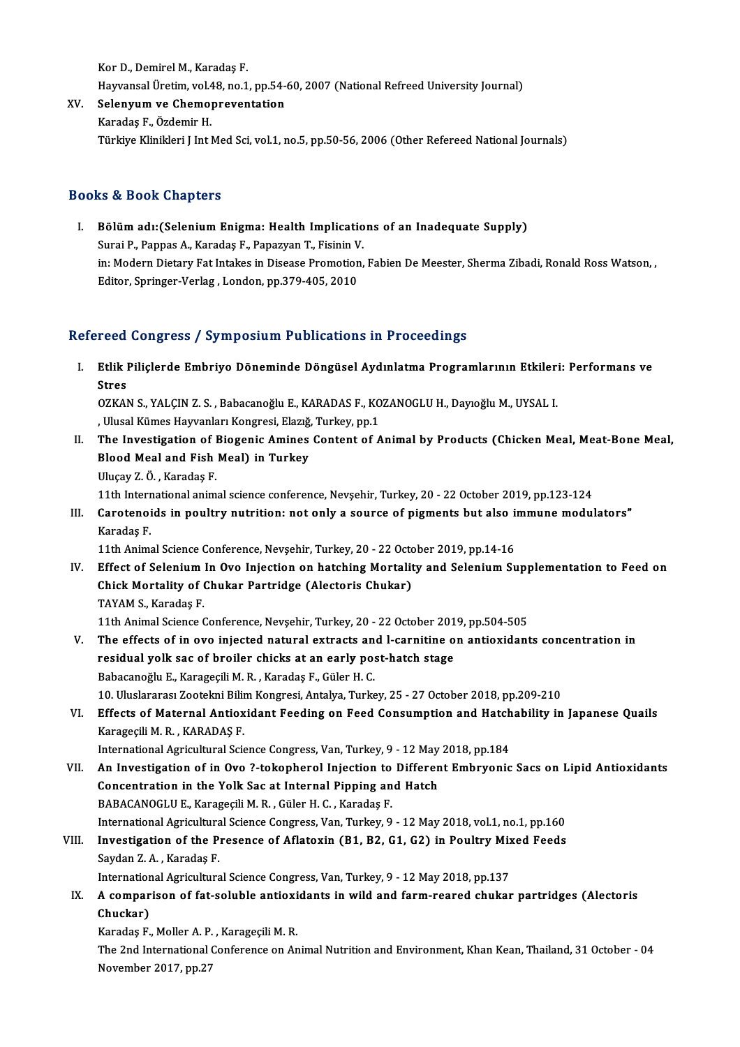Kor D., Demirel M., Karadaş F.
Hayvansal Üretim, vol.48, no.1, pp.54-60, 2007 (National Refreed University Journal)

XV. **Selenyum ve Chemopreventation**
Karadaş F., Özdemir H.
Türkiye Klinikleri J Int Med Sci, vol.1, no.5, pp.50-56, 2006 (Other Refereed National Journals)

## Books & Book Chapters

I. **Bölüm adı:(Selenium Enigma: Health Implications of an Inadequate Supply)**
Surai P., Pappas A., Karadaş F., Papazyan T., Fisinin V.
in: Modern Dietary Fat Intakes in Disease Promotion, Fabien De Meester, Sherma Zibadi, Ronald Ross Watson, , Editor, Springer-Verlag , London, pp.379-405, 2010

## Refereed Congress / Symposium Publications in Proceedings

I. **Etlik Piliçlerde Embriyo Döneminde Döngüsel Aydınlatma Programlarının Etkileri: Performans ve Stres**
OZKAN S., YALÇIN Z. S. , Babacanoğlu E., KARADAS F., KOZANOGLU H., Dayıoğlu M., UYSAL I.
, Ulusal Kümes Hayvanları Kongresi, Elazığ, Turkey, pp.1

II. **The Investigation of Biogenic Amines Content of Animal by Products (Chicken Meal, Meat-Bone Meal, Blood Meal and Fish Meal) in Turkey**
Uluçay Z. Ö. , Karadaş F.
11th International animal science conference, Nevşehir, Turkey, 20 - 22 October 2019, pp.123-124

III. **Carotenoids in poultry nutrition: not only a source of pigments but also immune modulators"**
Karadaş F.
11th Animal Science Conference, Nevşehir, Turkey, 20 - 22 October 2019, pp.14-16

IV. **Effect of Selenium In Ovo Injection on hatching Mortality and Selenium Supplementation to Feed on Chick Mortality of Chukar Partridge (Alectoris Chukar)**
TAYAM S., Karadaş F.
11th Animal Science Conference, Nevşehir, Turkey, 20 - 22 October 2019, pp.504-505

V. **The effects of in ovo injected natural extracts and l-carnitine on antioxidants concentration in residual yolk sac of broiler chicks at an early post-hatch stage**
Babacanoğlu E., Karageçili M. R. , Karadaş F., Güler H. C.
10. Uluslararası Zootekni Bilim Kongresi, Antalya, Turkey, 25 - 27 October 2018, pp.209-210

VI. **Effects of Maternal Antioxidant Feeding on Feed Consumption and Hatchability in Japanese Quails**
Karageçili M. R. , KARADAŞ F.
International Agricultural Science Congress, Van, Turkey, 9 - 12 May 2018, pp.184

VII. **An Investigation of in Ovo ?-tokopherol Injection to Different Embryonic Sacs on Lipid Antioxidants Concentration in the Yolk Sac at Internal Pipping and Hatch**
BABACANOGLU E., Karageçili M. R. , Güler H. C. , Karadaş F.
International Agricultural Science Congress, Van, Turkey, 9 - 12 May 2018, vol.1, no.1, pp.160

VIII. **Investigation of the Presence of Aflatoxin (B1, B2, G1, G2) in Poultry Mixed Feeds**
Saydan Z. A. , Karadaş F.
International Agricultural Science Congress, Van, Turkey, 9 - 12 May 2018, pp.137

IX. **A comparison of fat-soluble antioxidants in wild and farm-reared chukar partridges (Alectoris Chuckar)**
Karadaş F., Moller A. P. , Karageçili M. R.
The 2nd International Conference on Animal Nutrition and Environment, Khan Kean, Thailand, 31 October - 04 November 2017, pp.27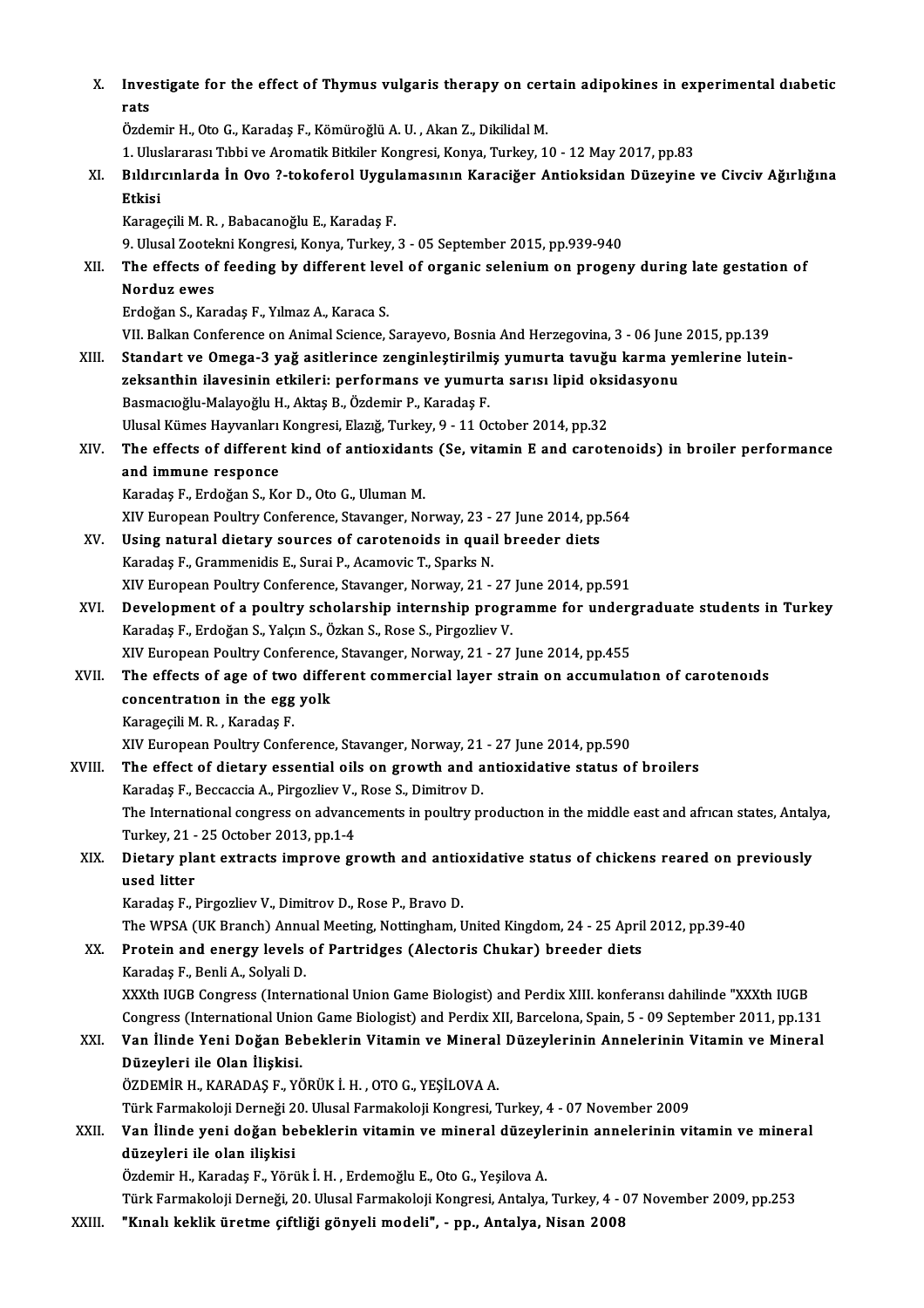X. **Investigate for the effect of Thymus vulgaris therapy on certain adipokines in experimental dıabetic rats**
Özdemir H., Oto G., Karadaş F., Kömüroğlü A. U. , Akan Z., Dikilidal M.
1. Uluslararası Tıbbi ve Aromatik Bitkiler Kongresi, Konya, Turkey, 10 - 12 May 2017, pp.83

XI. **Bıldırcınlarda İn Ovo ?-tokoferol Uygulamasının Karaciğer Antioksidan Düzeyine ve Civciv Ağırlığına Etkisi**
Karageçili M. R. , Babacanoğlu E., Karadaş F.
9. Ulusal Zootekni Kongresi, Konya, Turkey, 3 - 05 September 2015, pp.939-940

XII. **The effects of feeding by different level of organic selenium on progeny during late gestation of Norduz ewes**
Erdoğan S., Karadaş F., Yılmaz A., Karaca S.
VII. Balkan Conference on Animal Science, Sarayevo, Bosnia And Herzegovina, 3 - 06 June 2015, pp.139

XIII. **Standart ve Omega-3 yağ asitlerince zenginleştirilmiş yumurta tavuğu karma yemlerine lutein-zeksanthin ilavesinin etkileri: performans ve yumurta sarısı lipid oksidasyonu**
Basmacıoğlu-Malayoğlu H., Aktaş B., Özdemir P., Karadaş F.
Ulusal Kümes Hayvanları Kongresi, Elazığ, Turkey, 9 - 11 October 2014, pp.32

XIV. **The effects of different kind of antioxidants (Se, vitamin E and carotenoids) in broiler performance and immune responce**
Karadaş F., Erdoğan S., Kor D., Oto G., Uluman M.
XIV European Poultry Conference, Stavanger, Norway, 23 - 27 June 2014, pp.564

XV. **Using natural dietary sources of carotenoids in quail breeder diets**
Karadaş F., Grammenidis E., Surai P., Acamovic T., Sparks N.
XIV European Poultry Conference, Stavanger, Norway, 21 - 27 June 2014, pp.591

XVI. **Development of a poultry scholarship internship programme for undergraduate students in Turkey**
Karadaş F., Erdoğan S., Yalçın S., Özkan S., Rose S., Pirgozliev V.
XIV European Poultry Conference, Stavanger, Norway, 21 - 27 June 2014, pp.455

XVII. **The effects of age of two different commercial layer strain on accumulatıon of carotenoıds concentratıon in the egg yolk**
Karageçili M. R. , Karadaş F.
XIV European Poultry Conference, Stavanger, Norway, 21 - 27 June 2014, pp.590

XVIII. **The effect of dietary essential oils on growth and antioxidative status of broilers**
Karadaş F., Beccaccia A., Pirgozliev V., Rose S., Dimitrov D.
The International congress on advancements in poultry productıon in the middle east and afrıcan states, Antalya, Turkey, 21 - 25 October 2013, pp.1-4

XIX. **Dietary plant extracts improve growth and antioxidative status of chickens reared on previously used litter**
Karadaş F., Pirgozliev V., Dimitrov D., Rose P., Bravo D.
The WPSA (UK Branch) Annual Meeting, Nottingham, United Kingdom, 24 - 25 April 2012, pp.39-40

XX. **Protein and energy levels of Partridges (Alectoris Chukar) breeder diets**
Karadaş F., Benli A., Solyali D.
XXXth IUGB Congress (International Union Game Biologist) and Perdix XIII. konferansı dahilinde "XXXth IUGB Congress (International Union Game Biologist) and Perdix XII, Barcelona, Spain, 5 - 09 September 2011, pp.131

XXI. **Van İlinde Yeni Doğan Bebeklerin Vitamin ve Mineral Düzeylerinin Annelerinin Vitamin ve Mineral Düzeyleri ile Olan İlişkisi.**
ÖZDEMİR H., KARADAŞ F., YÖRÜK İ. H. , OTO G., YEŞİLOVA A.
Türk Farmakoloji Derneği 20. Ulusal Farmakoloji Kongresi, Turkey, 4 - 07 November 2009

XXII. **Van İlinde yeni doğan bebeklerin vitamin ve mineral düzeylerinin annelerinin vitamin ve mineral düzeyleri ile olan ilişkisi**
Özdemir H., Karadaş F., Yörük İ. H. , Erdemoğlu E., Oto G., Yeşilova A.
Türk Farmakoloji Derneği, 20. Ulusal Farmakoloji Kongresi, Antalya, Turkey, 4 - 07 November 2009, pp.253

XXIII. **"Kınalı keklik üretme çiftliği gönyeli modeli", - pp., Antalya, Nisan 2008**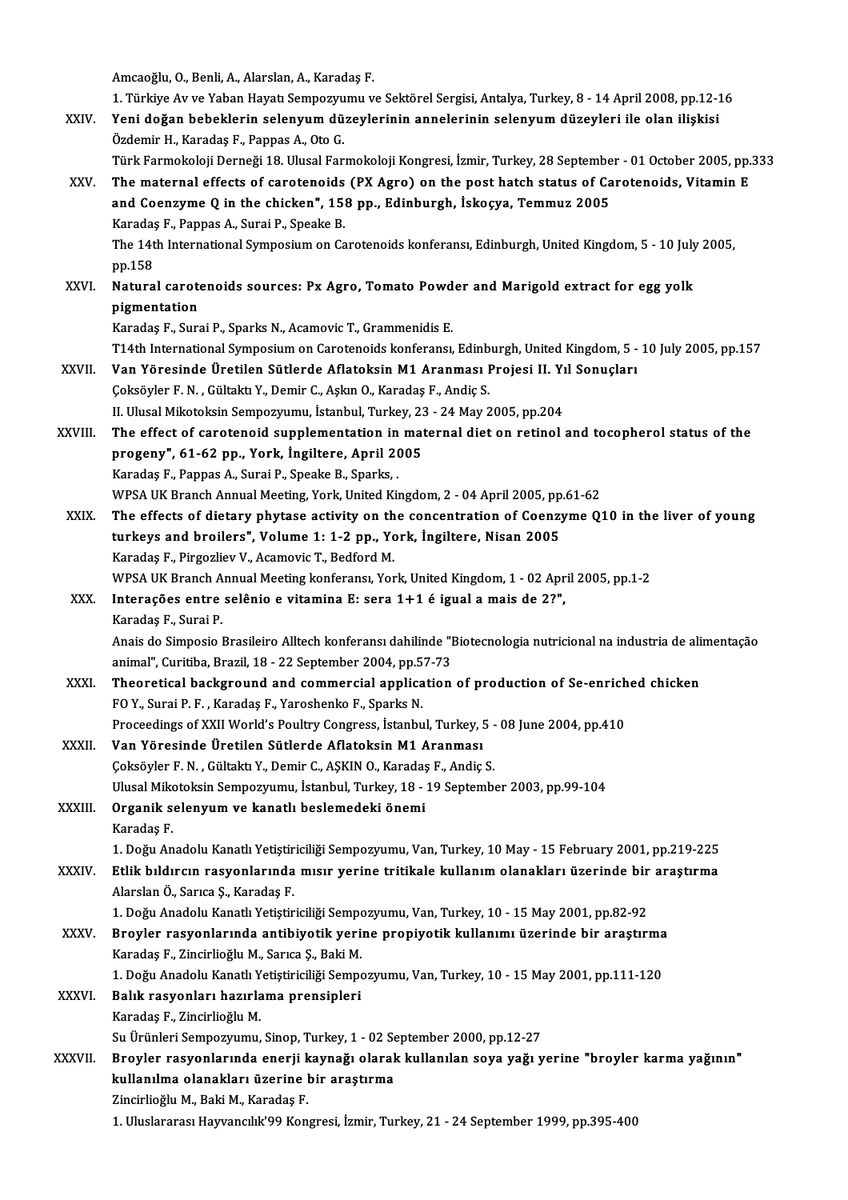Amcaoğlu, O., Benli, A., Alarslan, A., Karadaş F.
1. Türkiye Av ve Yaban Hayatı Sempozyumu ve Sektörel Sergisi, Antalya, Turkey, 8 - 14 April 2008, pp.12-16

XXIV. **Yeni doğan bebeklerin selenyum düzeylerinin annelerinin selenyum düzeyleri ile olan ilişkisi**
Özdemir H., Karadaş F., Pappas A., Oto G.
Türk Farmokoloji Derneği 18. Ulusal Farmokoloji Kongresi, İzmir, Turkey, 28 September - 01 October 2005, pp.333

XXV. **The maternal effects of carotenoids (PX Agro) on the post hatch status of Carotenoids, Vitamin E and Coenzyme Q in the chicken", 158 pp., Edinburgh, İskoçya, Temmuz 2005**
Karadaş F., Pappas A., Surai P., Speake B.
The 14th International Symposium on Carotenoids konferansı, Edinburgh, United Kingdom, 5 - 10 July 2005, pp.158

XXVI. **Natural carotenoids sources: Px Agro, Tomato Powder and Marigold extract for egg yolk pigmentation**
Karadaş F., Surai P., Sparks N., Acamovic T., Grammenidis E.
T14th International Symposium on Carotenoids konferansı, Edinburgh, United Kingdom, 5 - 10 July 2005, pp.157

XXVII. **Van Yöresinde Üretilen Sütlerde Aflatoksin M1 Aranması Projesi II. Yıl Sonuçları**
Çoksöyler F. N. , Gültaktı Y., Demir C., Aşkın O., Karadaş F., Andiç S.
II. Ulusal Mikotoksin Sempozyumu, İstanbul, Turkey, 23 - 24 May 2005, pp.204

XXVIII. **The effect of carotenoid supplementation in maternal diet on retinol and tocopherol status of the progeny", 61-62 pp., York, İngiltere, April 2005**
Karadaş F., Pappas A., Surai P., Speake B., Sparks, .
WPSA UK Branch Annual Meeting, York, United Kingdom, 2 - 04 April 2005, pp.61-62

XXIX. **The effects of dietary phytase activity on the concentration of Coenzyme Q10 in the liver of young turkeys and broilers", Volume 1: 1-2 pp., York, İngiltere, Nisan 2005**
Karadaş F., Pirgozliev V., Acamovic T., Bedford M.
WPSA UK Branch Annual Meeting konferansı, York, United Kingdom, 1 - 02 April 2005, pp.1-2

XXX. **Interações entre selênio e vitamina E: sera 1+1 é igual a mais de 2?",**
Karadaş F., Surai P.
Anais do Simposio Brasileiro Alltech konferansı dahilinde "Biotecnologia nutricional na industria de alimentação animal", Curitiba, Brazil, 18 - 22 September 2004, pp.57-73

XXXI. **Theoretical background and commercial application of production of Se-enriched chicken**
FO Y., Surai P. F. , Karadaş F., Yaroshenko F., Sparks N.
Proceedings of XXII World's Poultry Congress, İstanbul, Turkey, 5 - 08 June 2004, pp.410

XXXII. **Van Yöresinde Üretilen Sütlerde Aflatoksin M1 Aranması**
Çoksöyler F. N. , Gültaktı Y., Demir C., AŞKIN O., Karadaş F., Andiç S.
Ulusal Mikotoksin Sempozyumu, İstanbul, Turkey, 18 - 19 September 2003, pp.99-104

XXXIII. **Organik selenyum ve kanatlı beslemedeki önemi**
Karadaş F.
1. Doğu Anadolu Kanatlı Yetiştiriciliği Sempozyumu, Van, Turkey, 10 May - 15 February 2001, pp.219-225

XXXIV. **Etlik bıldırcın rasyonlarında mısır yerine tritikale kullanım olanakları üzerinde bir araştırma**
Alarslan Ö., Sarıca Ş., Karadaş F.
1. Doğu Anadolu Kanatlı Yetiştiriciliği Sempozyumu, Van, Turkey, 10 - 15 May 2001, pp.82-92

XXXV. **Broyler rasyonlarında antibiyotik yerine propiyotik kullanımı üzerinde bir araştırma**
Karadaş F., Zincirlioğlu M., Sarıca Ş., Baki M.
1. Doğu Anadolu Kanatlı Yetiştiriciliği Sempozyumu, Van, Turkey, 10 - 15 May 2001, pp.111-120

XXXVI. **Balık rasyonları hazırlama prensipleri**
Karadaş F., Zincirlioğlu M.
Su Ürünleri Sempozyumu, Sinop, Turkey, 1 - 02 September 2000, pp.12-27

XXXVII. **Broyler rasyonlarında enerji kaynağı olarak kullanılan soya yağı yerine "broyler karma yağının" kullanılma olanakları üzerine bir araştırma**
Zincirlioğlu M., Baki M., Karadaş F.
1. Uluslararası Hayvancılık'99 Kongresi, İzmir, Turkey, 21 - 24 September 1999, pp.395-400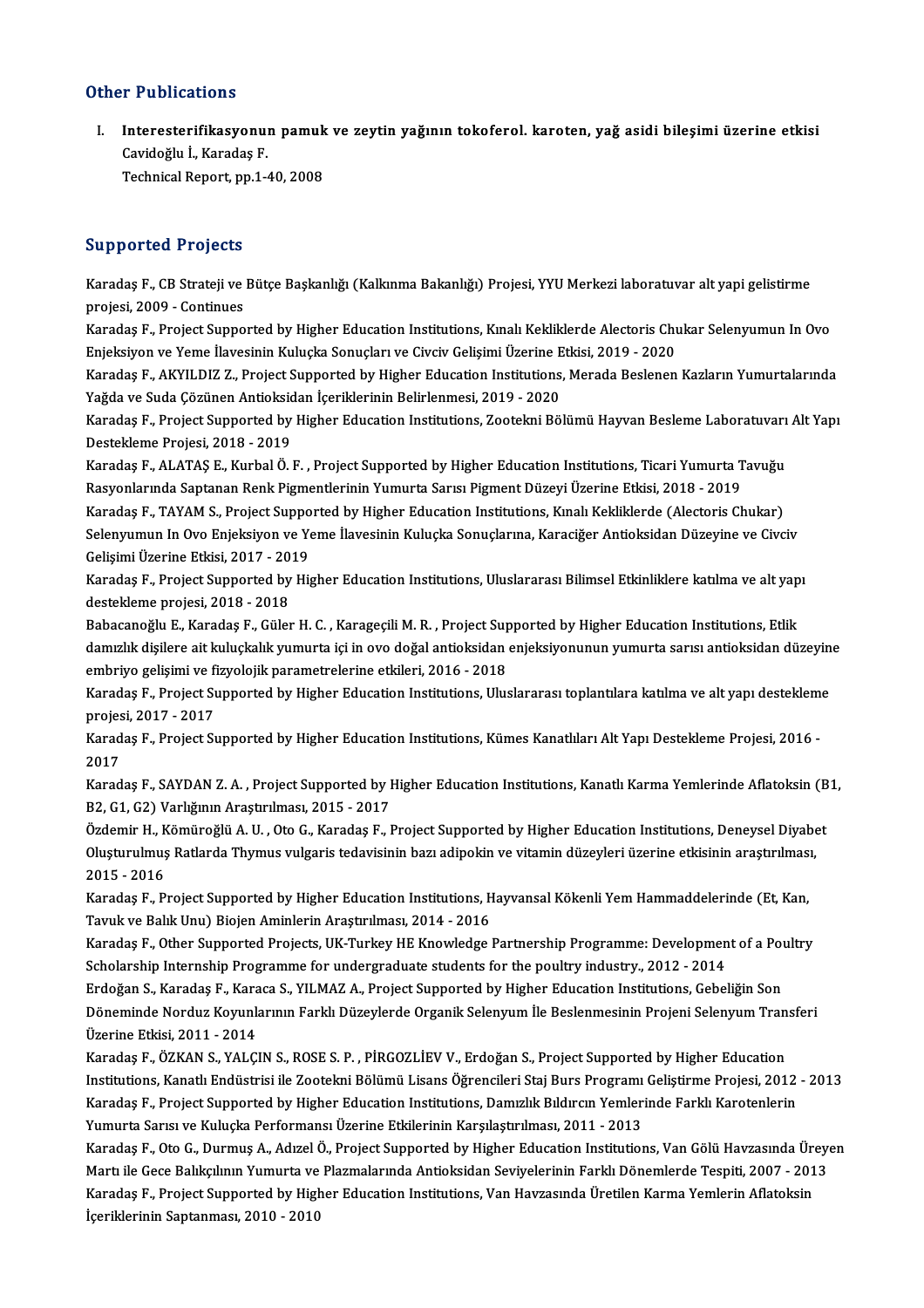## Other Publications

I. **Interesterifikasyonun pamuk ve zeytin yağının tokoferol. karoten, yağ asidi bileşimi üzerine etkisi**
   Cavidoğlu İ., Karadaş F.
   Technical Report, pp.1-40, 2008

## Supported Projects

Karadaş F., CB Strateji ve Bütçe Başkanlığı (Kalkınma Bakanlığı) Projesi, YYU Merkezi laboratuvar alt yapi gelistirme projesi, 2009 - Continues

Karadaş F., Project Supported by Higher Education Institutions, Kınalı Kekliklerde Alectoris Chukar Selenyumun In Ovo Enjeksiyon ve Yeme İlavesinin Kuluçka Sonuçları ve Civciv Gelişimi Üzerine Etkisi, 2019 - 2020

Karadaş F., AKYILDIZ Z., Project Supported by Higher Education Institutions, Merada Beslenen Kazların Yumurtalarında Yağda ve Suda Çözünen Antioksidan İçeriklerinin Belirlenmesi, 2019 - 2020

Karadaş F., Project Supported by Higher Education Institutions, Zootekni Bölümü Hayvan Besleme Laboratuvarı Alt Yapı Destekleme Projesi, 2018 - 2019

Karadaş F., ALATAŞ E., Kurbal Ö. F. , Project Supported by Higher Education Institutions, Ticari Yumurta Tavuğu Rasyonlarında Saptanan Renk Pigmentlerinin Yumurta Sarısı Pigment Düzeyi Üzerine Etkisi, 2018 - 2019

Karadaş F., TAYAM S., Project Supported by Higher Education Institutions, Kınalı Kekliklerde (Alectoris Chukar) Selenyumun In Ovo Enjeksiyon ve Yeme İlavesinin Kuluçka Sonuçlarına, Karaciğer Antioksidan Düzeyine ve Civciv Gelişimi Üzerine Etkisi, 2017 - 2019

Karadaş F., Project Supported by Higher Education Institutions, Uluslararası Bilimsel Etkinliklere katılma ve alt yapı destekleme projesi, 2018 - 2018

Babacanoğlu E., Karadaş F., Güler H. C. , Karageçili M. R. , Project Supported by Higher Education Institutions, Etlik damızlık dişilere ait kuluçkalık yumurta içi in ovo doğal antioksidan enjeksiyonunun yumurta sarısı antioksidan düzeyine embriyo gelişimi ve fizyolojik parametrelerine etkileri, 2016 - 2018

Karadaş F., Project Supported by Higher Education Institutions, Uluslararası toplantılara katılma ve alt yapı destekleme projesi, 2017 - 2017

Karadaş F., Project Supported by Higher Education Institutions, Kümes Kanatlıları Alt Yapı Destekleme Projesi, 2016 - 2017

Karadaş F., SAYDAN Z. A. , Project Supported by Higher Education Institutions, Kanatlı Karma Yemlerinde Aflatoksin (B1, B2, G1, G2) Varlığının Araştırılması, 2015 - 2017

Özdemir H., Kömüroğlü A. U. , Oto G., Karadaş F., Project Supported by Higher Education Institutions, Deneysel Diyabet Oluşturulmuş Ratlarda Thymus vulgaris tedavisinin bazı adipokin ve vitamin düzeyleri üzerine etkisinin araştırılması, 2015 - 2016

Karadaş F., Project Supported by Higher Education Institutions, Hayvansal Kökenli Yem Hammaddelerinde (Et, Kan, Tavuk ve Balık Unu) Biojen Aminlerin Araştırılması, 2014 - 2016

Karadaş F., Other Supported Projects, UK-Turkey HE Knowledge Partnership Programme: Development of a Poultry Scholarship Internship Programme for undergraduate students for the poultry industry., 2012 - 2014

Erdoğan S., Karadaş F., Karaca S., YILMAZ A., Project Supported by Higher Education Institutions, Gebeliğin Son Döneminde Norduz Koyunlarının Farklı Düzeylerde Organik Selenyum İle Beslenmesinin Projeni Selenyum Transferi Üzerine Etkisi, 2011 - 2014

Karadaş F., ÖZKAN S., YALÇIN S., ROSE S. P. , PİRGOZLİEV V., Erdoğan S., Project Supported by Higher Education Institutions, Kanatlı Endüstrisi ile Zootekni Bölümü Lisans Öğrencileri Staj Burs Programı Geliştirme Projesi, 2012 - 2013

Karadaş F., Project Supported by Higher Education Institutions, Damızlık Bıldırcın Yemlerinde Farklı Karotenlerin Yumurta Sarısı ve Kuluçka Performansı Üzerine Etkilerinin Karşılaştırılması, 2011 - 2013

Karadaş F., Oto G., Durmuş A., Adızel Ö., Project Supported by Higher Education Institutions, Van Gölü Havzasında Üreyen Martı ile Gece Balıkçılının Yumurta ve Plazmalarında Antioksidan Seviyelerinin Farklı Dönemlerde Tespiti, 2007 - 2013

Karadaş F., Project Supported by Higher Education Institutions, Van Havzasında Üretilen Karma Yemlerin Aflatoksin İçeriklerinin Saptanması, 2010 - 2010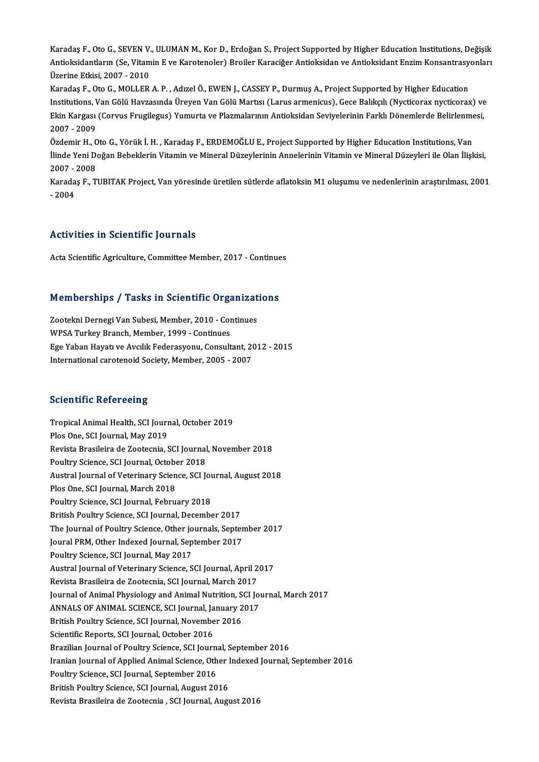Karadaş F., Oto G., SEVEN V., ULUMAN M., Kor D., Erdoğan S., Project Supported by Higher Education Institutions, Değişik Antioksidantların (Se, Vitamin E ve Karotenoler) Broiler Karaciğer Antioksidan ve Antioksidant Enzim Konsantrasyonları Üzerine Etkisi, 2007 - 2010

Karadaş F., Oto G., MOLLER A. P. , Adızel Ö., EWEN J., CASSEY P., Durmuş A., Project Supported by Higher Education Institutions, Van Gölü Havzasında Üreyen Van Gölü Martısı (Larus armenicus), Gece Balıkçılı (Nycticorax nycticorax) ve Ekin Kargası (Corvus Frugilegus) Yumurta ve Plazmalarının Antioksidan Seviyelerinin Farklı Dönemlerde Belirlenmesi, 2007 - 2009

Özdemir H., Oto G., Yörük İ. H. , Karadaş F., ERDEMOĞLU E., Project Supported by Higher Education Institutions, Van İlinde Yeni Doğan Bebeklerin Vitamin ve Mineral Düzeylerinin Annelerinin Vitamin ve Mineral Düzeyleri ile Olan İlişkisi, 2007 - 2008

Karadaş F., TUBITAK Project, Van yöresinde üretilen sütlerde aflatoksin M1 oluşumu ve nedenlerinin araştırılması, 2001 - 2004

## Activities in Scientific Journals

Acta Scientific Agriculture, Committee Member, 2017 - Continues

## Memberships / Tasks in Scientific Organizations

Zootekni Dernegi Van Subesi, Member, 2010 - Continues
WPSA Turkey Branch, Member, 1999 - Continues
Ege Yaban Hayatı ve Avcılık Federasyonu, Consultant, 2012 - 2015
International carotenoid Society, Member, 2005 - 2007

## Scientific Refereeing

Tropical Animal Health, SCI Journal, October 2019
Plos One, SCI Journal, May 2019
Revista Brasileira de Zootecnia, SCI Journal, November 2018
Poultry Science, SCI Journal, October 2018
Austral Journal of Veterinary Science, SCI Journal, August 2018
Plos One, SCI Journal, March 2018
Poultry Science, SCI Journal, February 2018
British Poultry Science, SCI Journal, December 2017
The Journal of Poultry Science, Other journals, September 2017
Joural PRM, Other Indexed Journal, September 2017
Poultry Science, SCI Journal, May 2017
Austral Journal of Veterinary Science, SCI Journal, April 2017
Revista Brasileira de Zootecnia, SCI Journal, March 2017
Journal of Animal Physiology and Animal Nutrition, SCI Journal, March 2017
ANNALS OF ANIMAL SCIENCE, SCI Journal, January 2017
British Poultry Science, SCI Journal, November 2016
Scientific Reports, SCI Journal, October 2016
Brazilian Journal of Poultry Science, SCI Journal, September 2016
Iranian Journal of Applied Animal Science, Other Indexed Journal, September 2016
Poultry Science, SCI Journal, September 2016
British Poultry Science, SCI Journal, August 2016
Revista Brasileira de Zootecnia , SCI Journal, August 2016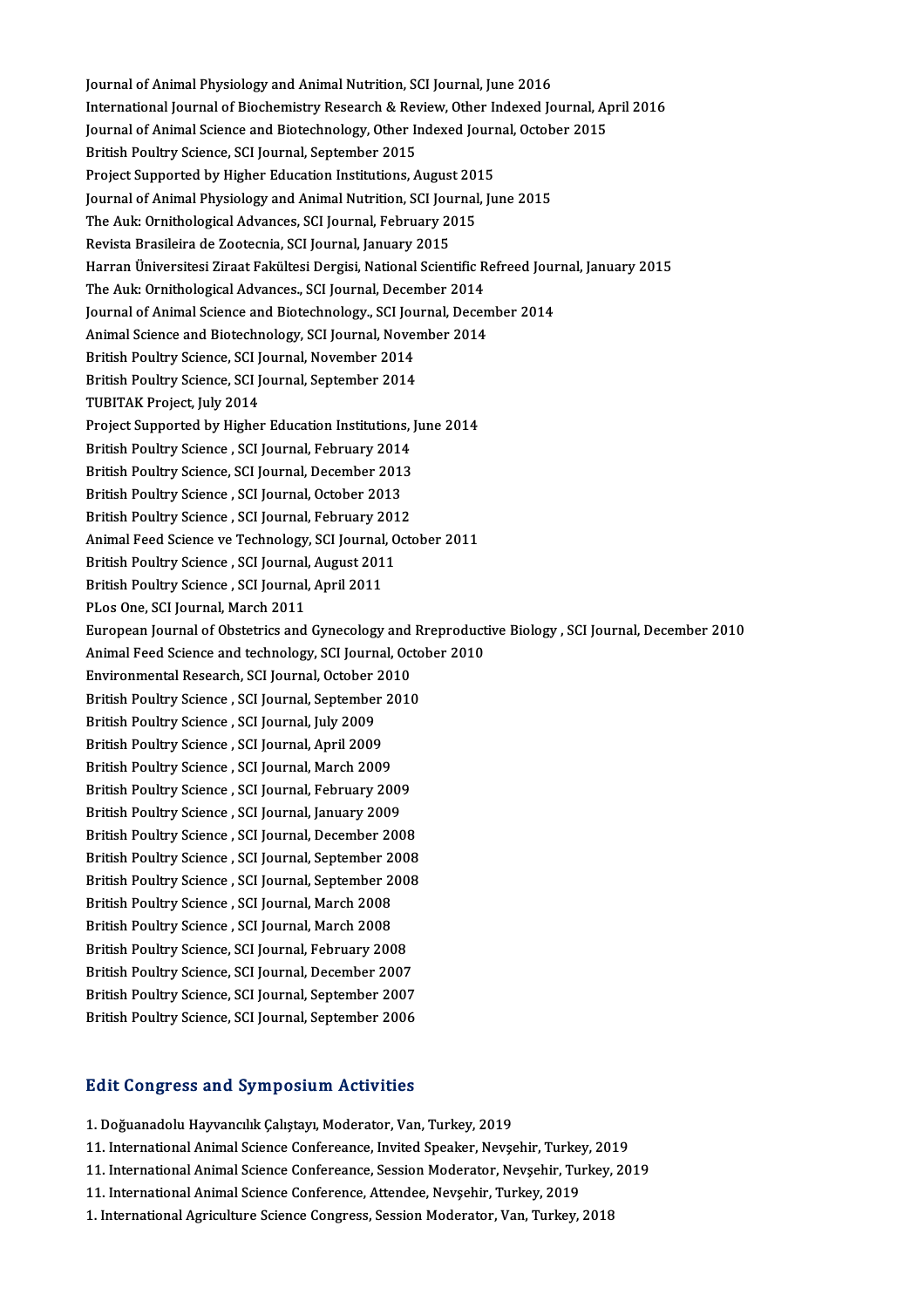Journal of Animal Physiology and Animal Nutrition, SCI Journal, June 2016
International Journal of Biochemistry Research & Review, Other Indexed Journal, April 2016
Journal of Animal Science and Biotechnology, Other Indexed Journal, October 2015
British Poultry Science, SCI Journal, September 2015
Project Supported by Higher Education Institutions, August 2015
Journal of Animal Physiology and Animal Nutrition, SCI Journal, June 2015
The Auk: Ornithological Advances, SCI Journal, February 2015
Revista Brasileira de Zootecnia, SCI Journal, January 2015
Harran Üniversitesi Ziraat Fakültesi Dergisi, National Scientific Refreed Journal, January 2015
The Auk: Ornithological Advances., SCI Journal, December 2014
Journal of Animal Science and Biotechnology., SCI Journal, December 2014
Animal Science and Biotechnology, SCI Journal, November 2014
British Poultry Science, SCI Journal, November 2014
British Poultry Science, SCI Journal, September 2014
TUBITAK Project, July 2014
Project Supported by Higher Education Institutions, June 2014
British Poultry Science , SCI Journal, February 2014
British Poultry Science, SCI Journal, December 2013
British Poultry Science , SCI Journal, October 2013
British Poultry Science , SCI Journal, February 2012
Animal Feed Science ve Technology, SCI Journal, October 2011
British Poultry Science , SCI Journal, August 2011
British Poultry Science , SCI Journal, April 2011
PLos One, SCI Journal, March 2011
European Journal of Obstetrics and Gynecology and Rreproductive Biology , SCI Journal, December 2010
Animal Feed Science and technology, SCI Journal, October 2010
Environmental Research, SCI Journal, October 2010
British Poultry Science , SCI Journal, September 2010
British Poultry Science , SCI Journal, July 2009
British Poultry Science , SCI Journal, April 2009
British Poultry Science , SCI Journal, March 2009
British Poultry Science , SCI Journal, February 2009
British Poultry Science , SCI Journal, January 2009
British Poultry Science , SCI Journal, December 2008
British Poultry Science , SCI Journal, September 2008
British Poultry Science , SCI Journal, September 2008
British Poultry Science , SCI Journal, March 2008
British Poultry Science , SCI Journal, March 2008
British Poultry Science, SCI Journal, February 2008
British Poultry Science, SCI Journal, December 2007
British Poultry Science, SCI Journal, September 2007
British Poultry Science, SCI Journal, September 2006

## Edit Congress and Symposium Activities

1. Doğuanadolu Hayvancılık Çalıştayı, Moderator, Van, Turkey, 2019
11. International Animal Science Confereance, Invited Speaker, Nevşehir, Turkey, 2019
11. International Animal Science Confereance, Session Moderator, Nevşehir, Turkey, 2019
11. International Animal Science Conference, Attendee, Nevşehir, Turkey, 2019
1. International Agriculture Science Congress, Session Moderator, Van, Turkey, 2018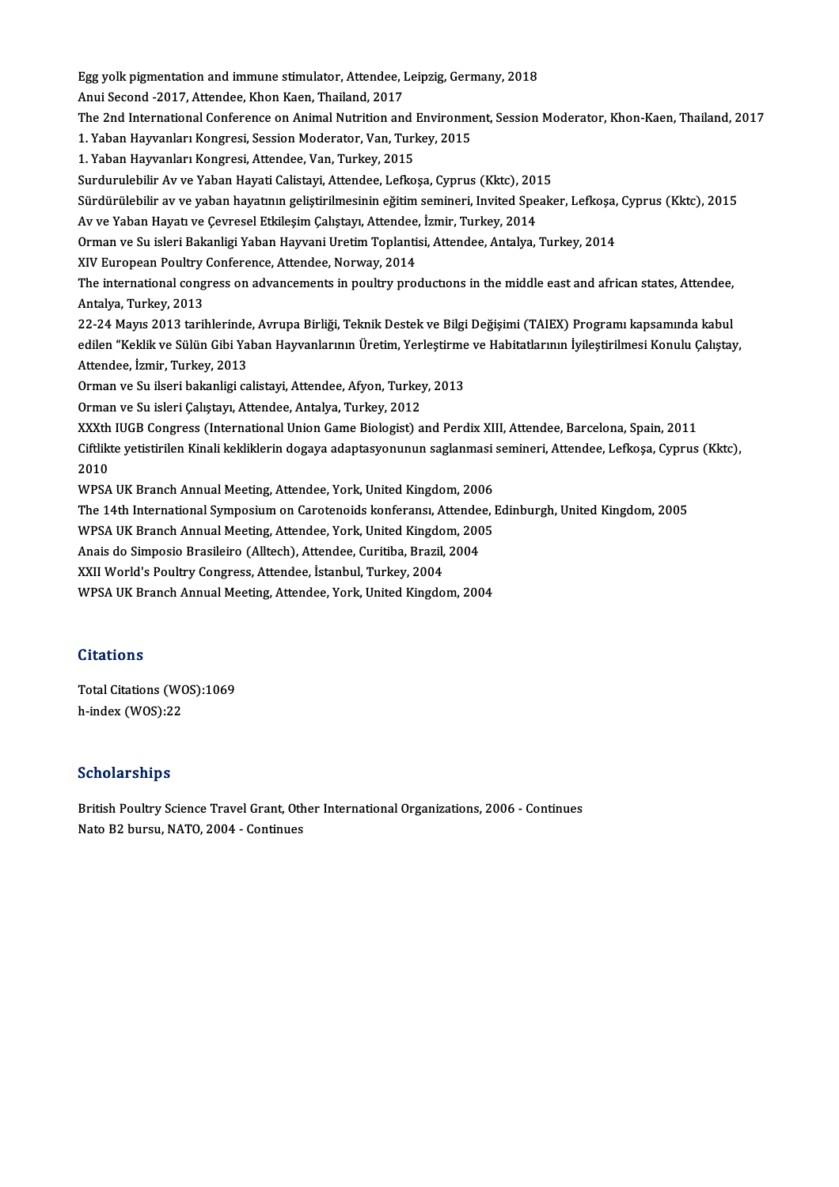Egg yolk pigmentation and immune stimulator, Attendee, Leipzig, Germany, 2018
Anui Second -2017, Attendee, Khon Kaen, Thailand, 2017
The 2nd International Conference on Animal Nutrition and Environment, Session Moderator, Khon-Kaen, Thailand, 2017
1. Yaban Hayvanları Kongresi, Session Moderator, Van, Turkey, 2015
1. Yaban Hayvanları Kongresi, Attendee, Van, Turkey, 2015
Surdurulebilir Av ve Yaban Hayati Calistayi, Attendee, Lefkoşa, Cyprus (Kktc), 2015
Sürdürülebilir av ve yaban hayatının geliştirilmesinin eğitim semineri, Invited Speaker, Lefkoşa, Cyprus (Kktc), 2015
Av ve Yaban Hayatı ve Çevresel Etkileşim Çalıştayı, Attendee, İzmir, Turkey, 2014
Orman ve Su isleri Bakanligi Yaban Hayvani Uretim Toplantisi, Attendee, Antalya, Turkey, 2014
XIV European Poultry Conference, Attendee, Norway, 2014
The international congress on advancements in poultry productıons in the middle east and african states, Attendee, Antalya, Turkey, 2013
22-24 Mayıs 2013 tarihlerinde, Avrupa Birliği, Teknik Destek ve Bilgi Değişimi (TAIEX) Programı kapsamında kabul edilen "Keklik ve Sülün Gibi Yaban Hayvanlarının Üretim, Yerleştirme ve Habitatlarının İyileştirilmesi Konulu Çalıştay, Attendee, İzmir, Turkey, 2013
Orman ve Su ilseri bakanligi calistayi, Attendee, Afyon, Turkey, 2013
Orman ve Su isleri Çalıştayı, Attendee, Antalya, Turkey, 2012
XXXth IUGB Congress (International Union Game Biologist) and Perdix XIII, Attendee, Barcelona, Spain, 2011
Ciftlikte yetistirilen Kinali kekliklerin dogaya adaptasyonunun saglanmasi semineri, Attendee, Lefkoşa, Cyprus (Kktc), 2010
WPSA UK Branch Annual Meeting, Attendee, York, United Kingdom, 2006
The 14th International Symposium on Carotenoids konferansı, Attendee, Edinburgh, United Kingdom, 2005
WPSA UK Branch Annual Meeting, Attendee, York, United Kingdom, 2005
Anais do Simposio Brasileiro (Alltech), Attendee, Curitiba, Brazil, 2004
XXII World's Poultry Congress, Attendee, İstanbul, Turkey, 2004
WPSA UK Branch Annual Meeting, Attendee, York, United Kingdom, 2004

## Citations

Total Citations (WOS):1069
h-index (WOS):22

## Scholarships

British Poultry Science Travel Grant, Other International Organizations, 2006 - Continues
Nato B2 bursu, NATO, 2004 - Continues